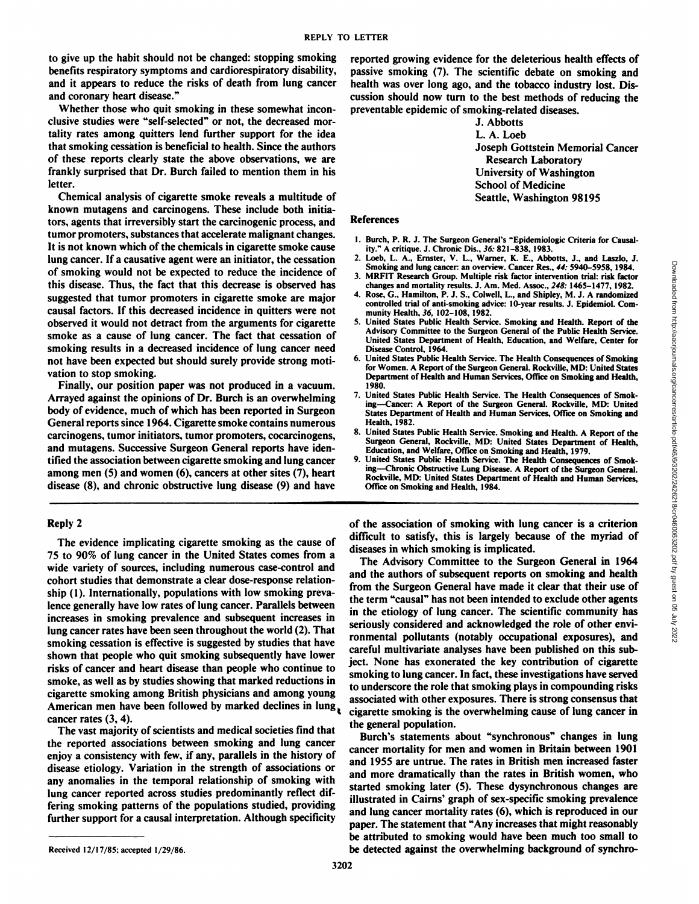to give up the habit should not be changed: stopping smoking benefits respiratory symptoms and cardiorespiratory disability, and it appears to reduce the risks of death from lung cancer and coronary heart disease."

Whether those who quit smoking in these somewhat inconclusive studies were "self-selected" or not, the decreased mortality rates among quitters lend further support for the idea that smoking cessation is beneficial to health. Since the authors of these reports clearly state the above observations, we are frankly surprised that Dr. Burch failed to mention them in his letter.

Chemical analysis of cigarette smoke reveals a multitude of known mutagens and carcinogens. These include both initiators, agents that irreversibly start the carcinogenic process, and tumor promoters, substances that accelerate malignant changes. It is not known which of the chemicals in cigarette smoke cause lung cancer. If a causative agent were an initiator, the cessation of smoking would not be expected to reduce the incidence of this disease. Thus, the fact that this decrease is observed has suggested that tumor promoters in cigarette smoke are major causal factors. If this decreased incidence in quitters were not observed it would not detract from the arguments for cigarette smoke as a cause of lung cancer. The fact that cessation of smoking results in a decreased incidence of lung cancer need not have been expected but should surely provide strong motivation to stop smoking.

Finally, our position paper was not produced in a vacuum. Arrayed against the opinions of Dr. Burch is an overwhelming body of evidence, much of which has been reported in Surgeon General reports since 1964. Cigarette smoke contains numerous carcinogens, tumor initiators, tumor promoters, cocarcinogens, and mutagens. Successive Surgeon General reports have identified the association between cigarette smoking and lung cancer among men (5) and women (6), cancers at other sites (7), heart disease (8), and chronic obstructive lung disease (9) and have reported growing evidence for the deleterious health effects of passive smoking (7). The scientific debate on smoking and health was over long ago, and the tobacco industry lost. Discussion should now turn to the best methods of reducing the preventable epidemic of smoking-related diseases.

J. Abbotts
L. A. Loeb
Joseph Gottstein Memorial Cancer Research Laboratory
University of Washington
School of Medicine
Seattle, Washington 98195

### References

1. Burch, P. R. J. The Surgeon General's "Epidemiologic Criteria for Causality." A critique. J. Chronic Dis., *36:* 821–838, 1983.
2. Loeb, L. A., Ernster, V. L., Warner, K. E., Abbotts, J., and Laszlo, J. Smoking and lung cancer: an overview. Cancer Res., *44:* 5940–5958, 1984.
3. MRFIT Research Group. Multiple risk factor intervention trial: risk factor changes and mortality results. J. Am. Med. Assoc., *248:* 1465–1477, 1982.
4. Rose, G., Hamilton, P. J. S., Colwell, L., and Shipley, M. J. A randomized controlled trial of anti-smoking advice: 10-year results. J. Epidemiol. Community Health, *36,* 102–108, 1982.
5. United States Public Health Service. Smoking and Health. Report of the Advisory Committee to the Surgeon General of the Public Health Service. United States Department of Health, Education, and Welfare, Center for Disease Control, 1964.
6. United States Public Health Service. The Health Consequences of Smoking for Women. A Report of the Surgeon General. Rockville, MD: United States Department of Health and Human Services, Office on Smoking and Health, 1980.
7. United States Public Health Service. The Health Consequences of Smoking—Cancer: A Report of the Surgeon General. Rockville, MD: United States Department of Health and Human Services, Office on Smoking and Health, 1982.
8. United States Public Health Service. Smoking and Health. A Report of the Surgeon General, Rockville, MD: United States Department of Health, Education, and Welfare, Office on Smoking and Health, 1979.
9. United States Public Health Service. The Health Consequences of Smoking—Chronic Obstructive Lung Disease. A Report of the Surgeon General. Rockville, MD: United States Department of Health and Human Services, Office on Smoking and Health, 1984.

## Reply 2

The evidence implicating cigarette smoking as the cause of 75 to 90% of lung cancer in the United States comes from a wide variety of sources, including numerous case-control and cohort studies that demonstrate a clear dose-response relationship (1). Internationally, populations with low smoking prevalence generally have low rates of lung cancer. Parallels between increases in smoking prevalence and subsequent increases in lung cancer rates have been seen throughout the world (2). That smoking cessation is effective is suggested by studies that have shown that people who quit smoking subsequently have lower risks of cancer and heart disease than people who continue to smoke, as well as by studies showing that marked reductions in cigarette smoking among British physicians and among young American men have been followed by marked declines in lung cancer rates (3, 4).

The vast majority of scientists and medical societies find that the reported associations between smoking and lung cancer enjoy a consistency with few, if any, parallels in the history of disease etiology. Variation in the strength of associations or any anomalies in the temporal relationship of smoking with lung cancer reported across studies predominantly reflect differing smoking patterns of the populations studied, providing further support for a causal interpretation. Although specificity of the association of smoking with lung cancer is a criterion difficult to satisfy, this is largely because of the myriad of diseases in which smoking is implicated.

The Advisory Committee to the Surgeon General in 1964 and the authors of subsequent reports on smoking and health from the Surgeon General have made it clear that their use of the term "causal" has not been intended to exclude other agents in the etiology of lung cancer. The scientific community has seriously considered and acknowledged the role of other environmental pollutants (notably occupational exposures), and careful multivariate analyses have been published on this subject. None has exonerated the key contribution of cigarette smoking to lung cancer. In fact, these investigations have served to underscore the role that smoking plays in compounding risks associated with other exposures. There is strong consensus that cigarette smoking is the overwhelming cause of lung cancer in the general population.

Burch's statements about "synchronous" changes in lung cancer mortality for men and women in Britain between 1901 and 1955 are untrue. The rates in British men increased faster and more dramatically than the rates in British women, who started smoking later (5). These dysynchronous changes are illustrated in Cairns' graph of sex-specific smoking prevalence and lung cancer mortality rates (6), which is reproduced in our paper. The statement that "Any increases that might reasonably be attributed to smoking would have been much too small to be detected against the overwhelming background of synchro-

Received 12/17/85; accepted 1/29/86.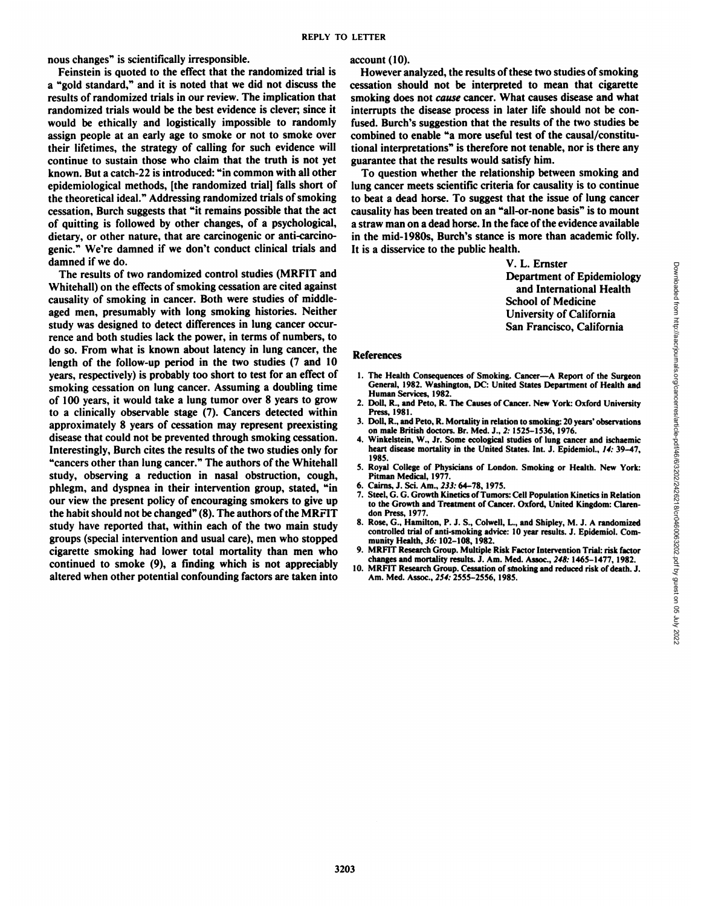nous changes" is scientifically irresponsible.

Feinstein is quoted to the effect that the randomized trial is a "gold standard," and it is noted that we did not discuss the results of randomized trials in our review. The implication that randomized trials would be the best evidence is clever; since it would be ethically and logistically impossible to randomly assign people at an early age to smoke or not to smoke over their lifetimes, the strategy of calling for such evidence will continue to sustain those who claim that the truth is not yet known. But a catch-22 is introduced: "in common with all other epidemiological methods, [the randomized trial] falls short of the theoretical ideal." Addressing randomized trials of smoking cessation, Burch suggests that "it remains possible that the act of quitting is followed by other changes, of a psychological, dietary, or other nature, that are carcinogenic or anti-carcinogenic." We're damned if we don't conduct clinical trials and damned if we do.

The results of two randomized control studies (MRFIT and Whitehall) on the effects of smoking cessation are cited against causality of smoking in cancer. Both were studies of middle-aged men, presumably with long smoking histories. Neither study was designed to detect differences in lung cancer occurrence and both studies lack the power, in terms of numbers, to do so. From what is known about latency in lung cancer, the length of the follow-up period in the two studies (7 and 10 years, respectively) is probably too short to test for an effect of smoking cessation on lung cancer. Assuming a doubling time of 100 years, it would take a lung tumor over 8 years to grow to a clinically observable stage (7). Cancers detected within approximately 8 years of cessation may represent preexisting disease that could not be prevented through smoking cessation. Interestingly, Burch cites the results of the two studies only for "cancers other than lung cancer." The authors of the Whitehall study, observing a reduction in nasal obstruction, cough, phlegm, and dyspnea in their intervention group, stated, "in our view the present policy of encouraging smokers to give up the habit should not be changed" (8). The authors of the MRFIT study have reported that, within each of the two main study groups (special intervention and usual care), men who stopped cigarette smoking had lower total mortality than men who continued to smoke (9), a finding which is not appreciably altered when other potential confounding factors are taken into account (10).

However analyzed, the results of these two studies of smoking cessation should not be interpreted to mean that cigarette smoking does not *cause* cancer. What causes disease and what interrupts the disease process in later life should not be confused. Burch's suggestion that the results of the two studies be combined to enable "a more useful test of the causal/constitutional interpretations" is therefore not tenable, nor is there any guarantee that the results would satisfy him.

To question whether the relationship between smoking and lung cancer meets scientific criteria for causality is to continue to beat a dead horse. To suggest that the issue of lung cancer causality has been treated on an "all-or-none basis" is to mount a straw man on a dead horse. In the face of the evidence available in the mid-1980s, Burch's stance is more than academic folly. It is a disservice to the public health.

V. L. Ernster
Department of Epidemiology and International Health
School of Medicine
University of California
San Francisco, California

## References

1. The Health Consequences of Smoking. Cancer—A Report of the Surgeon General, 1982. Washington, DC: United States Department of Health and Human Services, 1982.
2. Doll, R., and Peto, R. The Causes of Cancer. New York: Oxford University Press, 1981.
3. Doll, R., and Peto, R. Mortality in relation to smoking: 20 years' observations on male British doctors. Br. Med. J., *2:* 1525–1536, 1976.
4. Winkelstein, W., Jr. Some ecological studies of lung cancer and ischaemic heart disease mortality in the United States. Int. J. Epidemiol., *14:* 39–47, 1985.
5. Royal College of Physicians of London. Smoking or Health. New York: Pitman Medical, 1977.
6. Cairns, J. Sci. Am., *233:* 64–78, 1975.
7. Steel, G. G. Growth Kinetics of Tumors: Cell Population Kinetics in Relation to the Growth and Treatment of Cancer. Oxford, United Kingdom: Clarendon Press, 1977.
8. Rose, G., Hamilton, P. J. S., Colwell, L., and Shipley, M. J. A randomized controlled trial of anti-smoking advice: 10 year results. J. Epidemiol. Community Health, *36:* 102–108, 1982.
9. MRFIT Research Group. Multiple Risk Factor Intervention Trial: risk factor changes and mortality results. J. Am. Med. Assoc., *248:* 1465–1477, 1982.
10. MRFIT Research Group. Cessation of smoking and reduced risk of death. J. Am. Med. Assoc., *254:* 2555–2556, 1985.